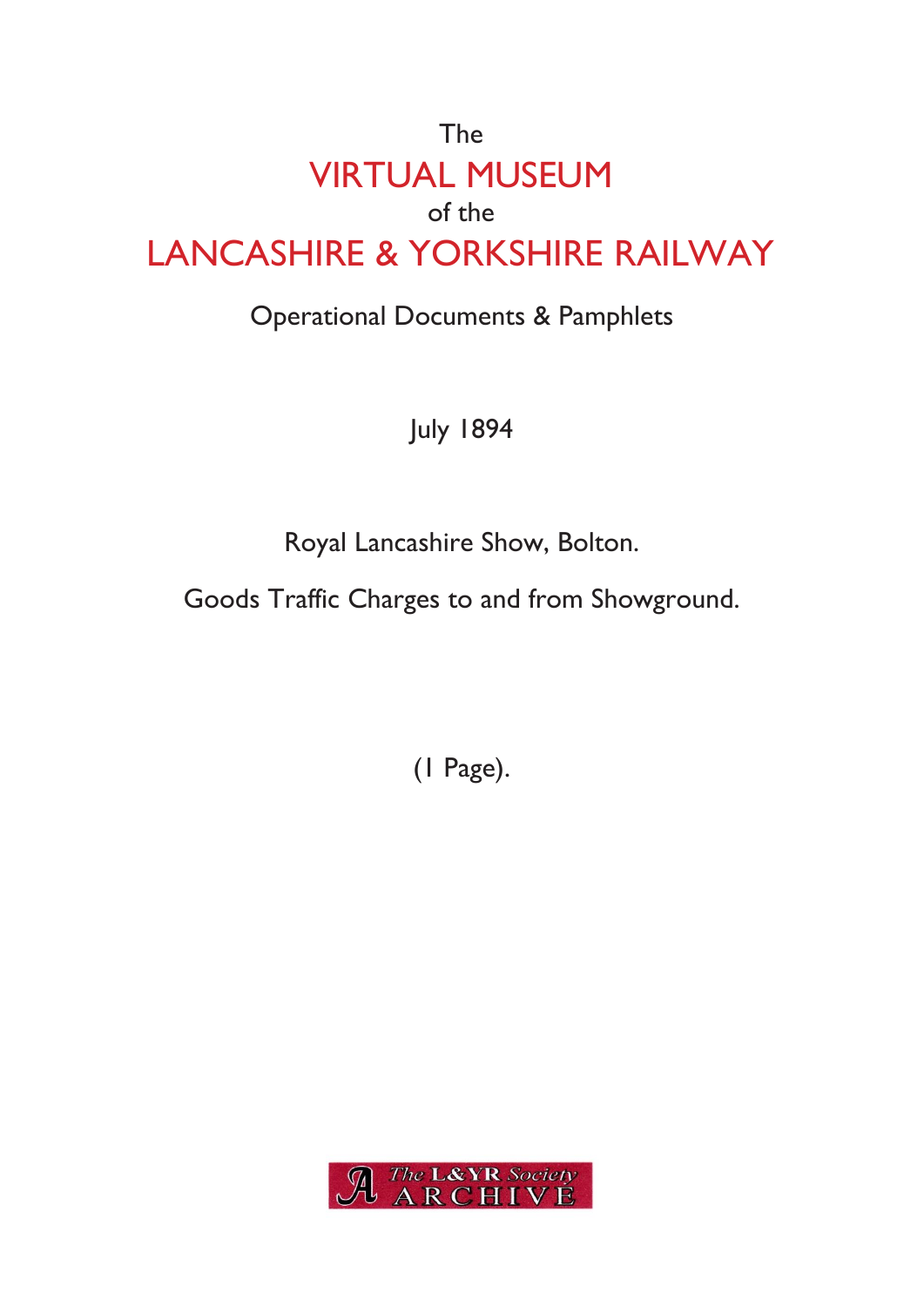The

# VIRTUAL MUSEUM

of the

# LANCASHIRE & YORKSHIRE RAILWAY

Operational Documents & Pamphlets

July 1894

Royal Lancashire Show, Bolton.

Goods Traffic Charges to and from Showground.

(1 Page).

The L&YR Society ARCHIVE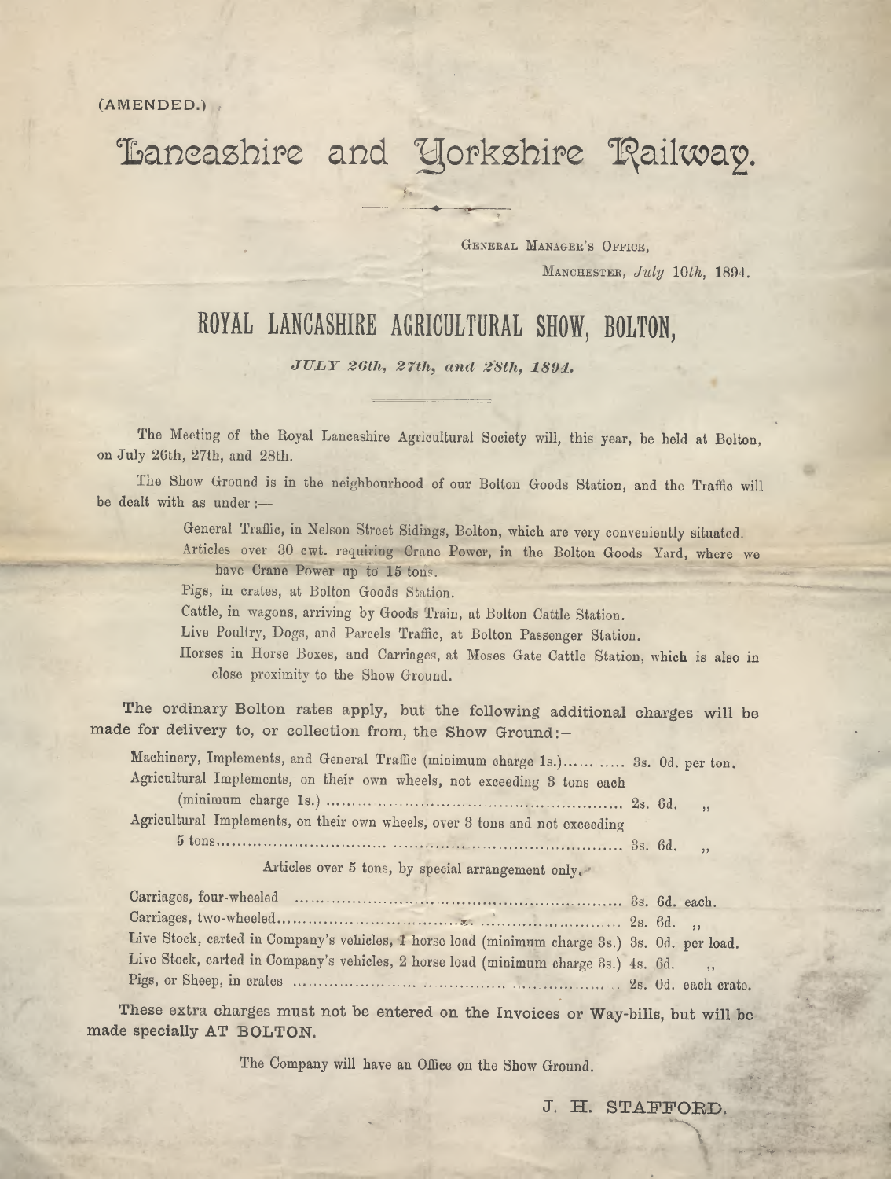(AMENDED.)

# Lancashire and Yorkshire Railway.

General Manager's Office,
Manchester, *July 10th*, 1894.

## ROYAL LANCASHIRE AGRICULTURAL SHOW, BOLTON,

*JULY 26th, 27th, and 28th, 1894.*

The Meeting of the Royal Lancashire Agricultural Society will, this year, be held at Bolton, on July 26th, 27th, and 28th.

The Show Ground is in the neighbourhood of our Bolton Goods Station, and the Traffic will be dealt with as under :—

General Traffic, in Nelson Street Sidings, Bolton, which are very conveniently situated.
Articles over 30 cwt. requiring Crane Power, in the Bolton Goods Yard, where we have Crane Power up to 15 tons.
Pigs, in crates, at Bolton Goods Station.
Cattle, in wagons, arriving by Goods Train, at Bolton Cattle Station.
Live Poultry, Dogs, and Parcels Traffic, at Bolton Passenger Station.
Horses in Horse Boxes, and Carriages, at Moses Gate Cattle Station, which is also in close proximity to the Show Ground.

**The ordinary Bolton rates apply, but the following additional charges will be made for delivery to, or collection from, the Show Ground:—**

| | | |
|---|---|---|
| Machinery, Implements, and General Traffic (minimum charge 1s.) | 3s. 0d. | per ton. |
| Agricultural Implements, on their own wheels, not exceeding 3 tons each (minimum charge 1s.) | 2s. 6d. | ,, |
| Agricultural Implements, on their own wheels, over 3 tons and not exceeding 5 tons | 3s. 6d. | ,, |

Articles over 5 tons, by special arrangement only.

| | | |
|---|---|---|
| Carriages, four-wheeled | 3s. 6d. | each. |
| Carriages, two-wheeled | 2s. 6d. | ,, |
| Live Stock, carted in Company's vehicles, 1 horse load (minimum charge 3s.) | 3s. 0d. | per load. |
| Live Stock, carted in Company's vehicles, 2 horse load (minimum charge 3s.) | 4s. 6d. | ,, |
| Pigs, or Sheep, in crates | 2s. 0d. | each crate. |

**These extra charges must not be entered on the Invoices or Way-bills, but will be made specially AT BOLTON.**

The Company will have an Office on the Show Ground.

J. H. STAFFORD.